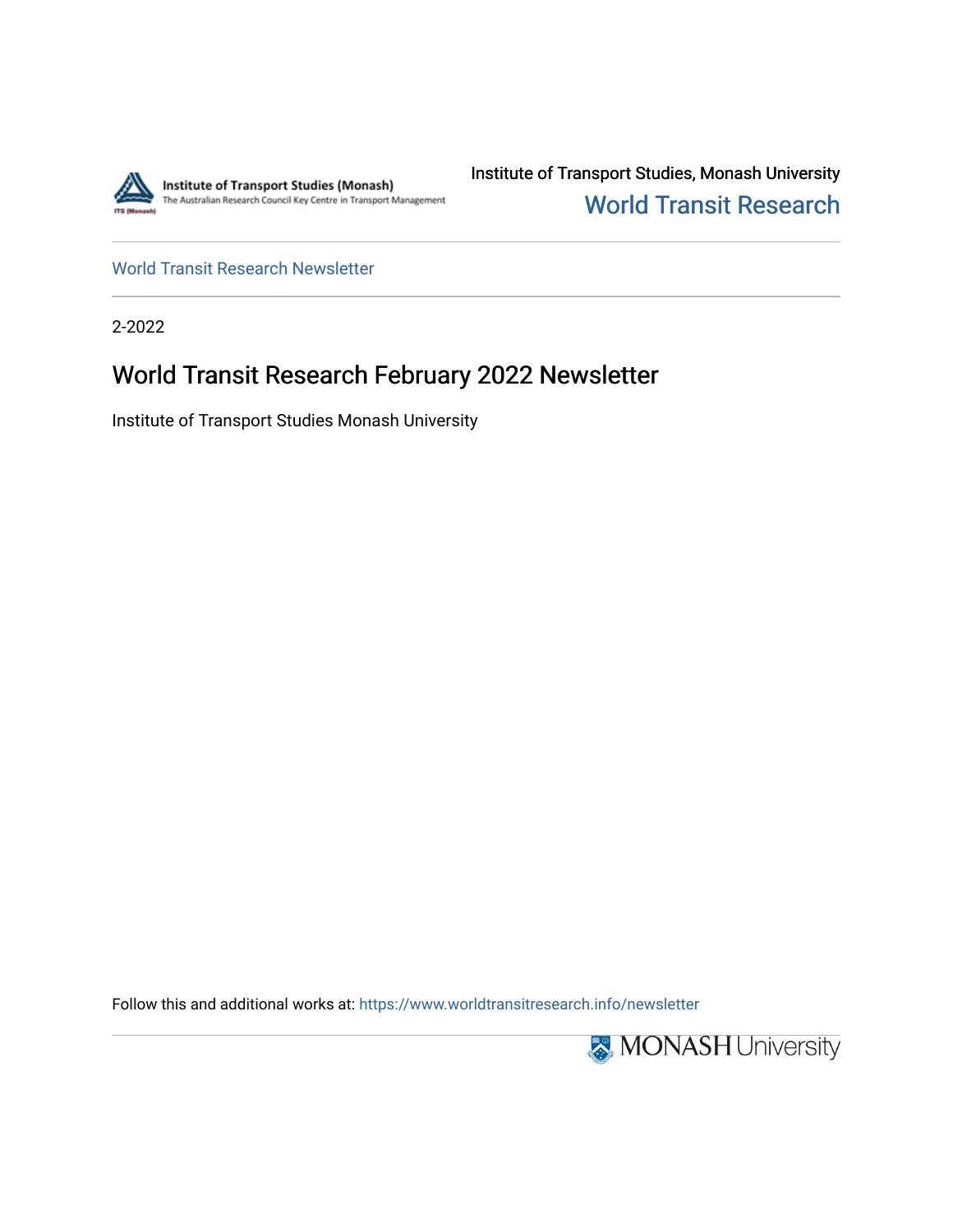Institute of Transport Studies (Monash)
The Australian Research Council Key Centre in Transport Management

Institute of Transport Studies, Monash University

World Transit Research

World Transit Research Newsletter

2-2022

# World Transit Research February 2022 Newsletter

Institute of Transport Studies Monash University

Follow this and additional works at: https://www.worldtransitresearch.info/newsletter

MONASH University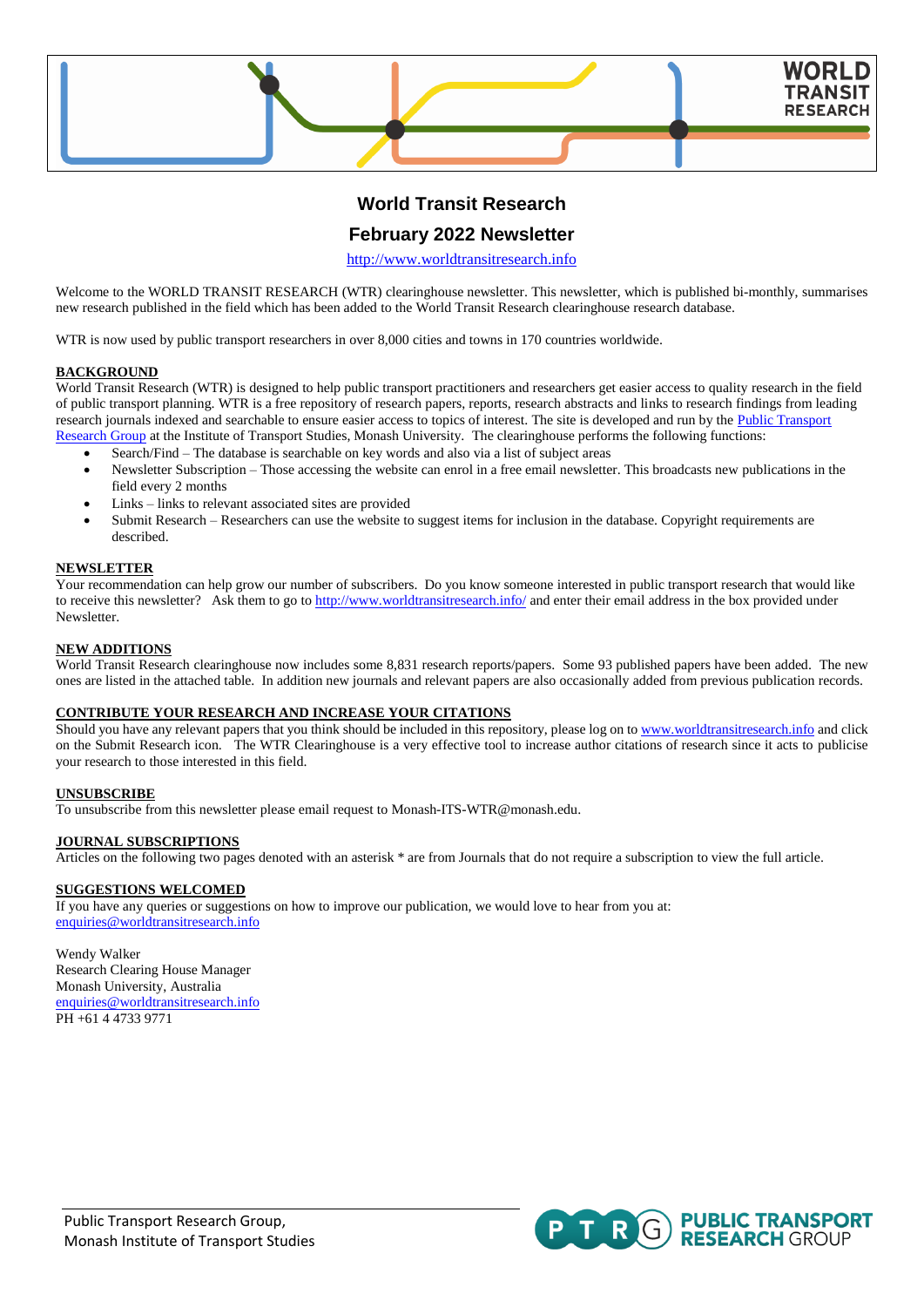# World Transit Research

## February 2022 Newsletter

http://www.worldtransitresearch.info

Welcome to the WORLD TRANSIT RESEARCH (WTR) clearinghouse newsletter. This newsletter, which is published bi-monthly, summarises new research published in the field which has been added to the World Transit Research clearinghouse research database.

WTR is now used by public transport researchers in over 8,000 cities and towns in 170 countries worldwide.

**BACKGROUND**

World Transit Research (WTR) is designed to help public transport practitioners and researchers get easier access to quality research in the field of public transport planning. WTR is a free repository of research papers, reports, research abstracts and links to research findings from leading research journals indexed and searchable to ensure easier access to topics of interest. The site is developed and run by the Public Transport Research Group at the Institute of Transport Studies, Monash University. The clearinghouse performs the following functions:

- Search/Find – The database is searchable on key words and also via a list of subject areas
- Newsletter Subscription – Those accessing the website can enrol in a free email newsletter. This broadcasts new publications in the field every 2 months
- Links – links to relevant associated sites are provided
- Submit Research – Researchers can use the website to suggest items for inclusion in the database. Copyright requirements are described.

**NEWSLETTER**

Your recommendation can help grow our number of subscribers. Do you know someone interested in public transport research that would like to receive this newsletter? Ask them to go to http://www.worldtransitresearch.info/ and enter their email address in the box provided under Newsletter.

**NEW ADDITIONS**

World Transit Research clearinghouse now includes some 8,831 research reports/papers. Some 93 published papers have been added. The new ones are listed in the attached table. In addition new journals and relevant papers are also occasionally added from previous publication records.

**CONTRIBUTE YOUR RESEARCH AND INCREASE YOUR CITATIONS**

Should you have any relevant papers that you think should be included in this repository, please log on to www.worldtransitresearch.info and click on the Submit Research icon. The WTR Clearinghouse is a very effective tool to increase author citations of research since it acts to publicise your research to those interested in this field.

**UNSUBSCRIBE**

To unsubscribe from this newsletter please email request to Monash-ITS-WTR@monash.edu.

**JOURNAL SUBSCRIPTIONS**

Articles on the following two pages denoted with an asterisk * are from Journals that do not require a subscription to view the full article.

**SUGGESTIONS WELCOMED**

If you have any queries or suggestions on how to improve our publication, we would love to hear from you at:
enquiries@worldtransitresearch.info

Wendy Walker
Research Clearing House Manager
Monash University, Australia
enquiries@worldtransitresearch.info
PH +61 4 4733 9771

Public Transport Research Group,
Monash Institute of Transport Studies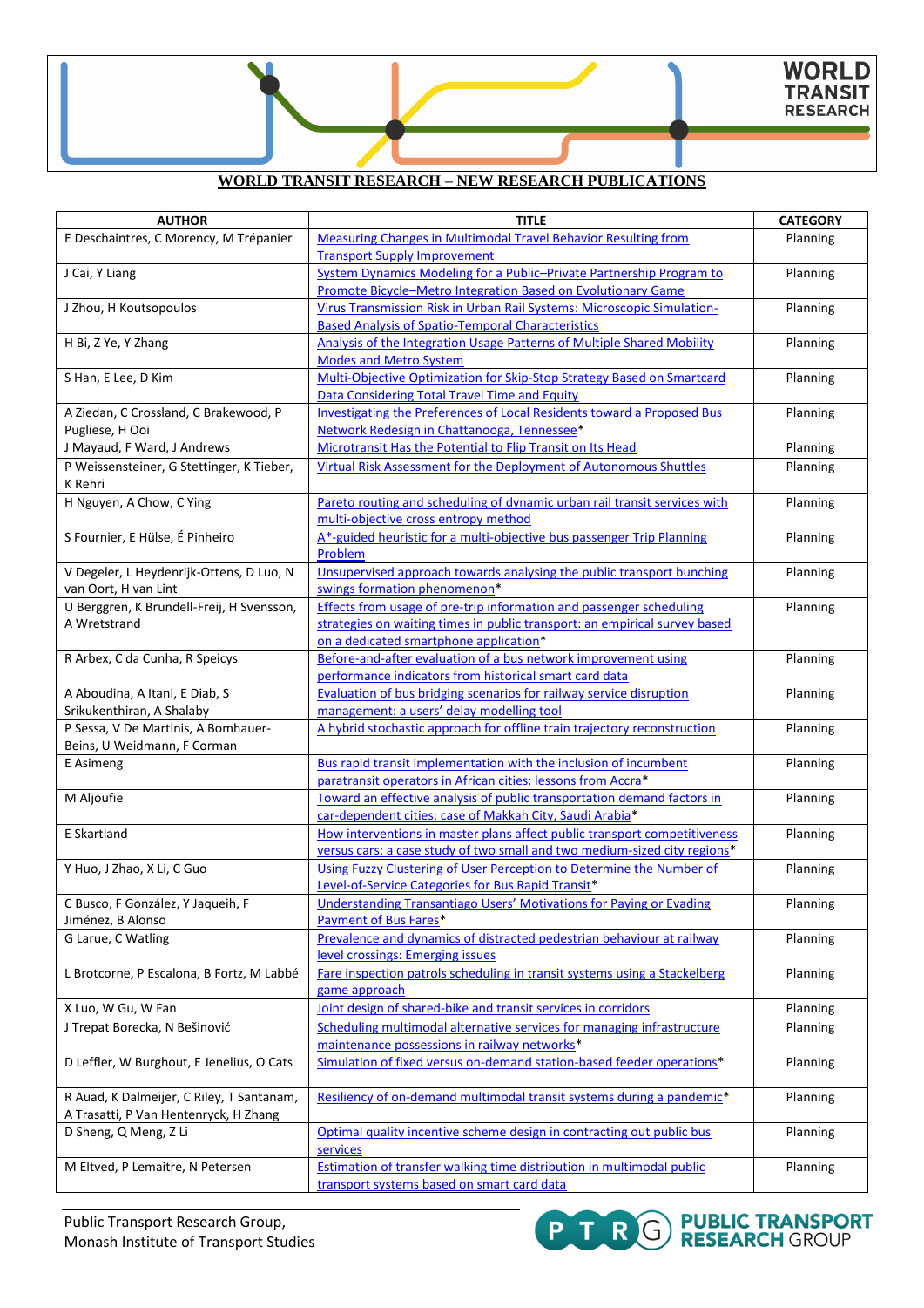**WORLD TRANSIT RESEARCH – NEW RESEARCH PUBLICATIONS**

| AUTHOR | TITLE | CATEGORY |
|---|---|---|
| E Deschaintres, C Morency, M Trépanier | Measuring Changes in Multimodal Travel Behavior Resulting from Transport Supply Improvement | Planning |
| J Cai, Y Liang | System Dynamics Modeling for a Public–Private Partnership Program to Promote Bicycle–Metro Integration Based on Evolutionary Game | Planning |
| J Zhou, H Koutsopoulos | Virus Transmission Risk in Urban Rail Systems: Microscopic Simulation-Based Analysis of Spatio-Temporal Characteristics | Planning |
| H Bi, Z Ye, Y Zhang | Analysis of the Integration Usage Patterns of Multiple Shared Mobility Modes and Metro System | Planning |
| S Han, E Lee, D Kim | Multi-Objective Optimization for Skip-Stop Strategy Based on Smartcard Data Considering Total Travel Time and Equity | Planning |
| A Ziedan, C Crossland, C Brakewood, P Pugliese, H Ooi | Investigating the Preferences of Local Residents toward a Proposed Bus Network Redesign in Chattanooga, Tennessee* | Planning |
| J Mayaud, F Ward, J Andrews | Microtransit Has the Potential to Flip Transit on Its Head | Planning |
| P Weissensteiner, G Stettinger, K Tieber, K Rehri | Virtual Risk Assessment for the Deployment of Autonomous Shuttles | Planning |
| H Nguyen, A Chow, C Ying | Pareto routing and scheduling of dynamic urban rail transit services with multi-objective cross entropy method | Planning |
| S Fournier, E Hülse, É Pinheiro | A*-guided heuristic for a multi-objective bus passenger Trip Planning Problem | Planning |
| V Degeler, L Heydenrijk-Ottens, D Luo, N van Oort, H van Lint | Unsupervised approach towards analysing the public transport bunching swings formation phenomenon* | Planning |
| U Berggren, K Brundell-Freij, H Svensson, A Wretstrand | Effects from usage of pre-trip information and passenger scheduling strategies on waiting times in public transport: an empirical survey based on a dedicated smartphone application* | Planning |
| R Arbex, C da Cunha, R Speicys | Before-and-after evaluation of a bus network improvement using performance indicators from historical smart card data | Planning |
| A Aboudina, A Itani, E Diab, S Srikukenthiran, A Shalaby | Evaluation of bus bridging scenarios for railway service disruption management: a users' delay modelling tool | Planning |
| P Sessa, V De Martinis, A Bomhauer-Beins, U Weidmann, F Corman | A hybrid stochastic approach for offline train trajectory reconstruction | Planning |
| E Asimeng | Bus rapid transit implementation with the inclusion of incumbent paratransit operators in African cities: lessons from Accra* | Planning |
| M Aljoufie | Toward an effective analysis of public transportation demand factors in car-dependent cities: case of Makkah City, Saudi Arabia* | Planning |
| E Skartland | How interventions in master plans affect public transport competitiveness versus cars: a case study of two small and two medium-sized city regions* | Planning |
| Y Huo, J Zhao, X Li, C Guo | Using Fuzzy Clustering of User Perception to Determine the Number of Level-of-Service Categories for Bus Rapid Transit* | Planning |
| C Busco, F González, Y Jaqueih, F Jiménez, B Alonso | Understanding Transantiago Users' Motivations for Paying or Evading Payment of Bus Fares* | Planning |
| G Larue, C Watling | Prevalence and dynamics of distracted pedestrian behaviour at railway level crossings: Emerging issues | Planning |
| L Brotcorne, P Escalona, B Fortz, M Labbé | Fare inspection patrols scheduling in transit systems using a Stackelberg game approach | Planning |
| X Luo, W Gu, W Fan | Joint design of shared-bike and transit services in corridors | Planning |
| J Trepat Borecka, N Bešinović | Scheduling multimodal alternative services for managing infrastructure maintenance possessions in railway networks* | Planning |
| D Leffler, W Burghout, E Jenelius, O Cats | Simulation of fixed versus on-demand station-based feeder operations* | Planning |
| R Auad, K Dalmeijer, C Riley, T Santanam, A Trasatti, P Van Hentenryck, H Zhang | Resiliency of on-demand multimodal transit systems during a pandemic* | Planning |
| D Sheng, Q Meng, Z Li | Optimal quality incentive scheme design in contracting out public bus services | Planning |
| M Eltved, P Lemaitre, N Petersen | Estimation of transfer walking time distribution in multimodal public transport systems based on smart card data | Planning |

Public Transport Research Group,
Monash Institute of Transport Studies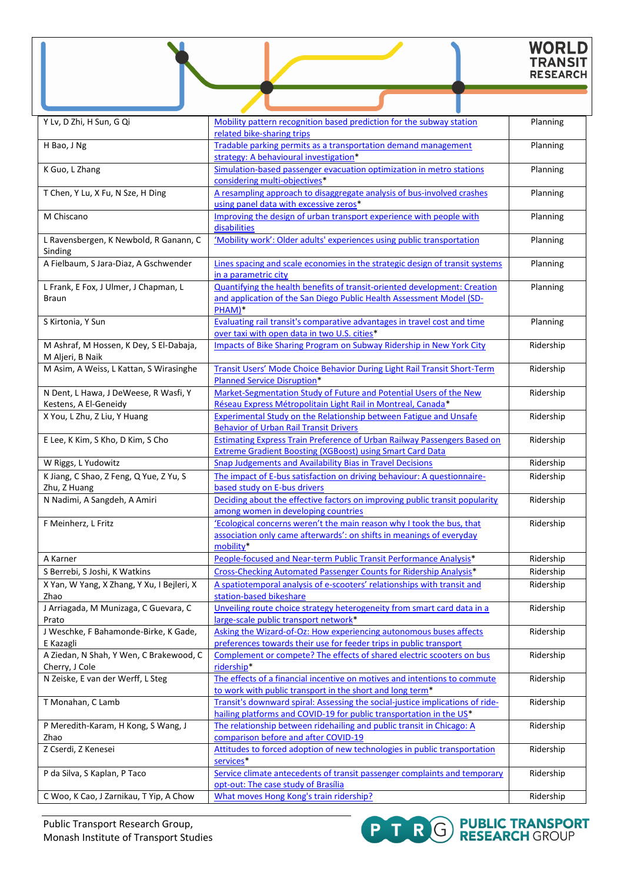| | | |
|---|---|---|
| Y Lv, D Zhi, H Sun, G Qi | Mobility pattern recognition based prediction for the subway station related bike-sharing trips | Planning |
| H Bao, J Ng | Tradable parking permits as a transportation demand management strategy: A behavioural investigation* | Planning |
| K Guo, L Zhang | Simulation-based passenger evacuation optimization in metro stations considering multi-objectives* | Planning |
| T Chen, Y Lu, X Fu, N Sze, H Ding | A resampling approach to disaggregate analysis of bus-involved crashes using panel data with excessive zeros* | Planning |
| M Chiscano | Improving the design of urban transport experience with people with disabilities | Planning |
| L Ravensbergen, K Newbold, R Ganann, C Sinding | 'Mobility work': Older adults' experiences using public transportation | Planning |
| A Fielbaum, S Jara-Diaz, A Gschwender | Lines spacing and scale economies in the strategic design of transit systems in a parametric city | Planning |
| L Frank, E Fox, J Ulmer, J Chapman, L Braun | Quantifying the health benefits of transit-oriented development: Creation and application of the San Diego Public Health Assessment Model (SD-PHAM)* | Planning |
| S Kirtonia, Y Sun | Evaluating rail transit's comparative advantages in travel cost and time over taxi with open data in two U.S. cities* | Planning |
| M Ashraf, M Hossen, K Dey, S El-Dabaja, M Aljeri, B Naik | Impacts of Bike Sharing Program on Subway Ridership in New York City | Ridership |
| M Asim, A Weiss, L Kattan, S Wirasinghe | Transit Users' Mode Choice Behavior During Light Rail Transit Short-Term Planned Service Disruption* | Ridership |
| N Dent, L Hawa, J DeWeese, R Wasfi, Y Kestens, A El-Geneidy | Market-Segmentation Study of Future and Potential Users of the New Réseau Express Métropolitain Light Rail in Montreal, Canada* | Ridership |
| X You, L Zhu, Z Liu, Y Huang | Experimental Study on the Relationship between Fatigue and Unsafe Behavior of Urban Rail Transit Drivers | Ridership |
| E Lee, K Kim, S Kho, D Kim, S Cho | Estimating Express Train Preference of Urban Railway Passengers Based on Extreme Gradient Boosting (XGBoost) using Smart Card Data | Ridership |
| W Riggs, L Yudowitz | Snap Judgements and Availability Bias in Travel Decisions | Ridership |
| K Jiang, C Shao, Z Feng, Q Yue, Z Yu, S Zhu, Z Huang | The impact of E-bus satisfaction on driving behaviour: A questionnaire-based study on E-bus drivers | Ridership |
| N Nadimi, A Sangdeh, A Amiri | Deciding about the effective factors on improving public transit popularity among women in developing countries | Ridership |
| F Meinherz, L Fritz | 'Ecological concerns weren't the main reason why I took the bus, that association only came afterwards': on shifts in meanings of everyday mobility* | Ridership |
| A Karner | People-focused and Near-term Public Transit Performance Analysis* | Ridership |
| S Berrebi, S Joshi, K Watkins | Cross-Checking Automated Passenger Counts for Ridership Analysis* | Ridership |
| X Yan, W Yang, X Zhang, Y Xu, I Bejleri, X Zhao | A spatiotemporal analysis of e-scooters' relationships with transit and station-based bikeshare | Ridership |
| J Arriagada, M Munizaga, C Guevara, C Prato | Unveiling route choice strategy heterogeneity from smart card data in a large-scale public transport network* | Ridership |
| J Weschke, F Bahamonde-Birke, K Gade, E Kazagli | Asking the Wizard-of-Oz: How experiencing autonomous buses affects preferences towards their use for feeder trips in public transport | Ridership |
| A Ziedan, N Shah, Y Wen, C Brakewood, C Cherry, J Cole | Complement or compete? The effects of shared electric scooters on bus ridership* | Ridership |
| N Zeiske, E van der Werff, L Steg | The effects of a financial incentive on motives and intentions to commute to work with public transport in the short and long term* | Ridership |
| T Monahan, C Lamb | Transit's downward spiral: Assessing the social-justice implications of ride-hailing platforms and COVID-19 for public transportation in the US* | Ridership |
| P Meredith-Karam, H Kong, S Wang, J Zhao | The relationship between ridehailing and public transit in Chicago: A comparison before and after COVID-19 | Ridership |
| Z Cserdi, Z Kenesei | Attitudes to forced adoption of new technologies in public transportation services* | Ridership |
| P da Silva, S Kaplan, P Taco | Service climate antecedents of transit passenger complaints and temporary opt-out: The case study of Brasília | Ridership |
| C Woo, K Cao, J Zarnikau, T Yip, A Chow | What moves Hong Kong's train ridership? | Ridership |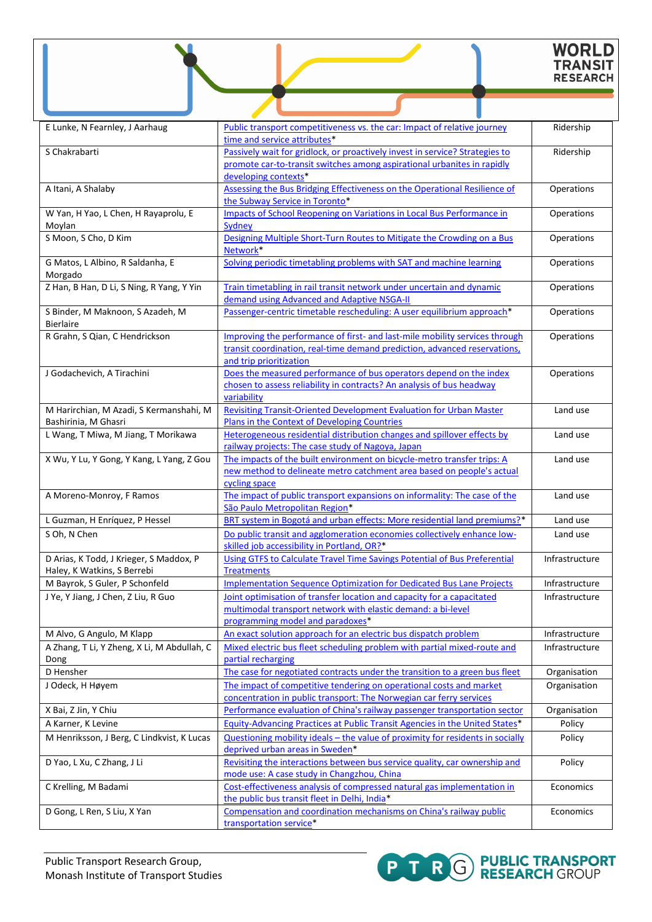| E Lunke, N Fearnley, J Aarhaug | Public transport competitiveness vs. the car: Impact of relative journey time and service attributes* | Ridership |
|---|---|---|
| S Chakrabarti | Passively wait for gridlock, or proactively invest in service? Strategies to promote car-to-transit switches among aspirational urbanites in rapidly developing contexts* | Ridership |
| A Itani, A Shalaby | Assessing the Bus Bridging Effectiveness on the Operational Resilience of the Subway Service in Toronto* | Operations |
| W Yan, H Yao, L Chen, H Rayaprolu, E Moylan | Impacts of School Reopening on Variations in Local Bus Performance in Sydney | Operations |
| S Moon, S Cho, D Kim | Designing Multiple Short-Turn Routes to Mitigate the Crowding on a Bus Network* | Operations |
| G Matos, L Albino, R Saldanha, E Morgado | Solving periodic timetabling problems with SAT and machine learning | Operations |
| Z Han, B Han, D Li, S Ning, R Yang, Y Yin | Train timetabling in rail transit network under uncertain and dynamic demand using Advanced and Adaptive NSGA-II | Operations |
| S Binder, M Maknoon, S Azadeh, M Bierlaire | Passenger-centric timetable rescheduling: A user equilibrium approach* | Operations |
| R Grahn, S Qian, C Hendrickson | Improving the performance of first- and last-mile mobility services through transit coordination, real-time demand prediction, advanced reservations, and trip prioritization | Operations |
| J Godachevich, A Tirachini | Does the measured performance of bus operators depend on the index chosen to assess reliability in contracts? An analysis of bus headway variability | Operations |
| M Harirchian, M Azadi, S Kermanshahi, M Bashirinia, M Ghasri | Revisiting Transit-Oriented Development Evaluation for Urban Master Plans in the Context of Developing Countries | Land use |
| L Wang, T Miwa, M Jiang, T Morikawa | Heterogeneous residential distribution changes and spillover effects by railway projects: The case study of Nagoya, Japan | Land use |
| X Wu, Y Lu, Y Gong, Y Kang, L Yang, Z Gou | The impacts of the built environment on bicycle-metro transfer trips: A new method to delineate metro catchment area based on people's actual cycling space | Land use |
| A Moreno-Monroy, F Ramos | The impact of public transport expansions on informality: The case of the São Paulo Metropolitan Region* | Land use |
| L Guzman, H Enríquez, P Hessel | BRT system in Bogotá and urban effects: More residential land premiums?* | Land use |
| S Oh, N Chen | Do public transit and agglomeration economies collectively enhance low-skilled job accessibility in Portland, OR?* | Land use |
| D Arias, K Todd, J Krieger, S Maddox, P Haley, K Watkins, S Berrebi | Using GTFS to Calculate Travel Time Savings Potential of Bus Preferential Treatments | Infrastructure |
| M Bayrok, S Guler, P Schonfeld | Implementation Sequence Optimization for Dedicated Bus Lane Projects | Infrastructure |
| J Ye, Y Jiang, J Chen, Z Liu, R Guo | Joint optimisation of transfer location and capacity for a capacitated multimodal transport network with elastic demand: a bi-level programming model and paradoxes* | Infrastructure |
| M Alvo, G Angulo, M Klapp | An exact solution approach for an electric bus dispatch problem | Infrastructure |
| A Zhang, T Li, Y Zheng, X Li, M Abdullah, C Dong | Mixed electric bus fleet scheduling problem with partial mixed-route and partial recharging | Infrastructure |
| D Hensher | The case for negotiated contracts under the transition to a green bus fleet | Organisation |
| J Odeck, H Høyem | The impact of competitive tendering on operational costs and market concentration in public transport: The Norwegian car ferry services | Organisation |
| X Bai, Z Jin, Y Chiu | Performance evaluation of China's railway passenger transportation sector | Organisation |
| A Karner, K Levine | Equity-Advancing Practices at Public Transit Agencies in the United States* | Policy |
| M Henriksson, J Berg, C Lindkvist, K Lucas | Questioning mobility ideals – the value of proximity for residents in socially deprived urban areas in Sweden* | Policy |
| D Yao, L Xu, C Zhang, J Li | Revisiting the interactions between bus service quality, car ownership and mode use: A case study in Changzhou, China | Policy |
| C Krelling, M Badami | Cost-effectiveness analysis of compressed natural gas implementation in the public bus transit fleet in Delhi, India* | Economics |
| D Gong, L Ren, S Liu, X Yan | Compensation and coordination mechanisms on China's railway public transportation service* | Economics |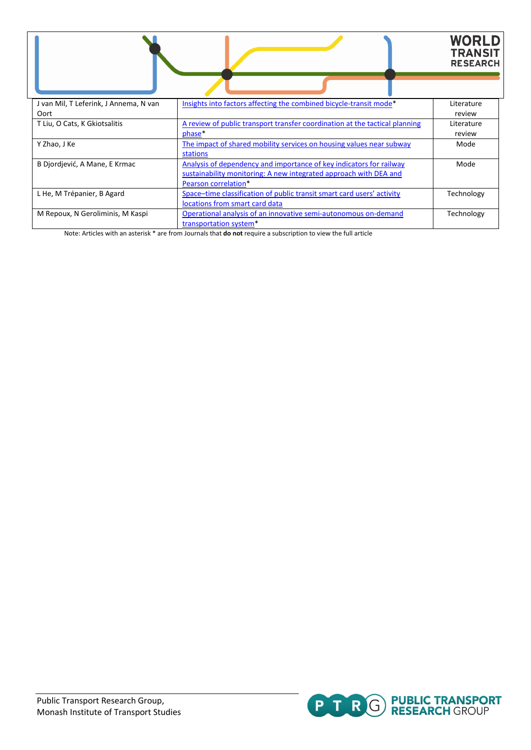| | | |
|---|---|---|
| J van Mil, T Leferink, J Annema, N van Oort | Insights into factors affecting the combined bicycle-transit mode* | Literature review |
| T Liu, O Cats, K Gkiotsalitis | A review of public transport transfer coordination at the tactical planning phase* | Literature review |
| Y Zhao, J Ke | The impact of shared mobility services on housing values near subway stations | Mode |
| B Djordjević, A Mane, E Krmac | Analysis of dependency and importance of key indicators for railway sustainability monitoring: A new integrated approach with DEA and Pearson correlation* | Mode |
| L He, M Trépanier, B Agard | Space–time classification of public transit smart card users' activity locations from smart card data | Technology |
| M Repoux, N Geroliminis, M Kaspi | Operational analysis of an innovative semi-autonomous on-demand transportation system* | Technology |

Note: Articles with an asterisk * are from Journals that **do not** require a subscription to view the full article